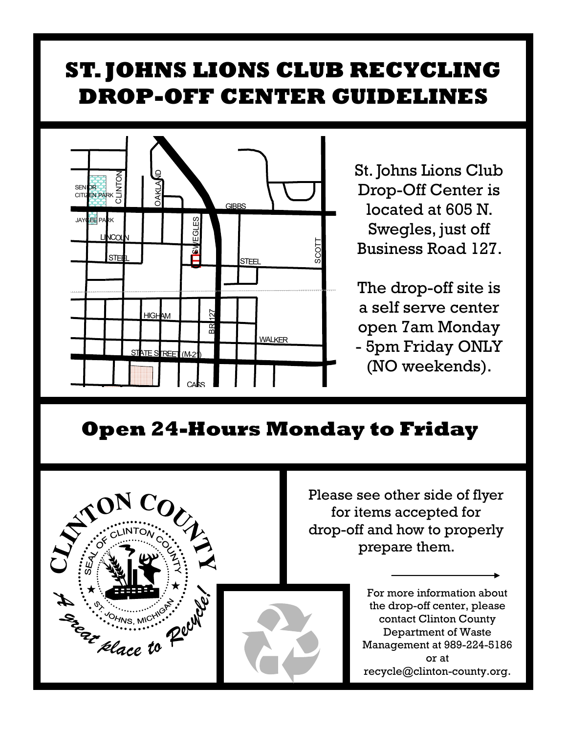# ST. JOHNS LIONS CLUB RECYCLING DROP-OFF CENTER GUIDELINES

St. Johns Lions Club Drop-Off Center is located at 605 N. Swegles, just off Business Road 127.

The drop-off site is a self serve center open 7am Monday - 5pm Friday ONLY (NO weekends).

## Open 24-Hours Monday to Friday

Please see other side of flyer for items accepted for drop-off and how to properly prepare them.

For more information about the drop-off center, please contact Clinton County Department of Waste Management at 989-224-5186 or at recycle@clinton-county.org.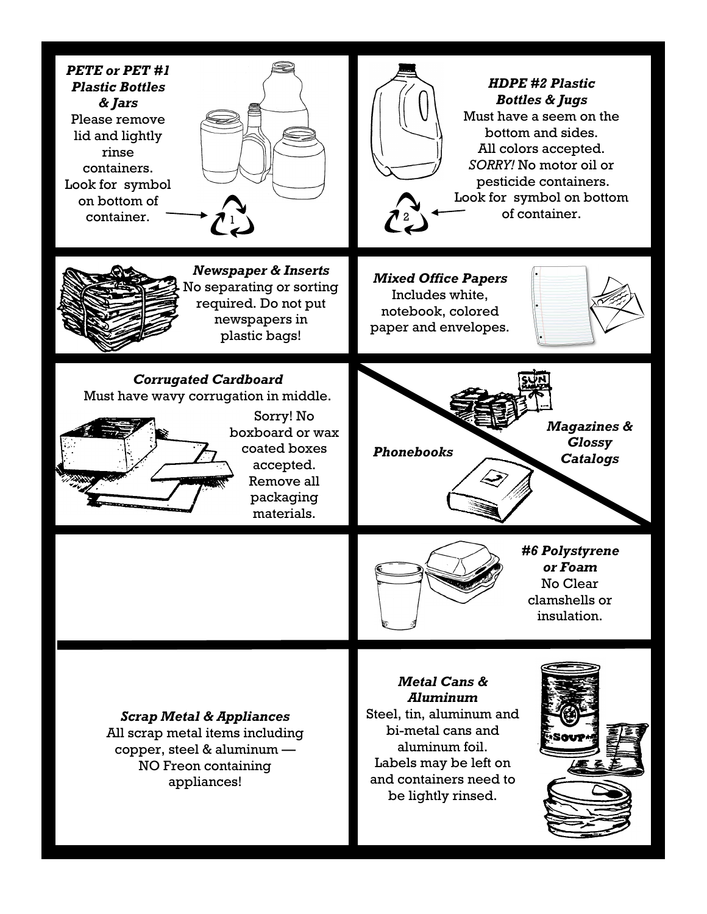***PETE or PET #1 Plastic Bottles & Jars***
Please remove lid and lightly rinse containers.
Look for symbol on bottom of container.

1

***HDPE #2 Plastic Bottles & Jugs***
Must have a seem on the bottom and sides.
All colors accepted.
*SORRY!* No motor oil or pesticide containers.
Look for symbol on bottom of container.

2

***Newspaper & Inserts***
No separating or sorting required. Do not put newspapers in plastic bags!

***Mixed Office Papers***
Includes white, notebook, colored paper and envelopes.

***Corrugated Cardboard***
Must have wavy corrugation in middle.
Sorry! No boxboard or wax coated boxes accepted. Remove all packaging materials.

***Phonebooks***

***Magazines & Glossy Catalogs***

***#6 Polystyrene or Foam***
No Clear clamshells or insulation.

***Scrap Metal & Appliances***
All scrap metal items including copper, steel & aluminum — NO Freon containing appliances!

***Metal Cans & Aluminum***
Steel, tin, aluminum and bi-metal cans and aluminum foil.
Labels may be left on and containers need to be lightly rinsed.